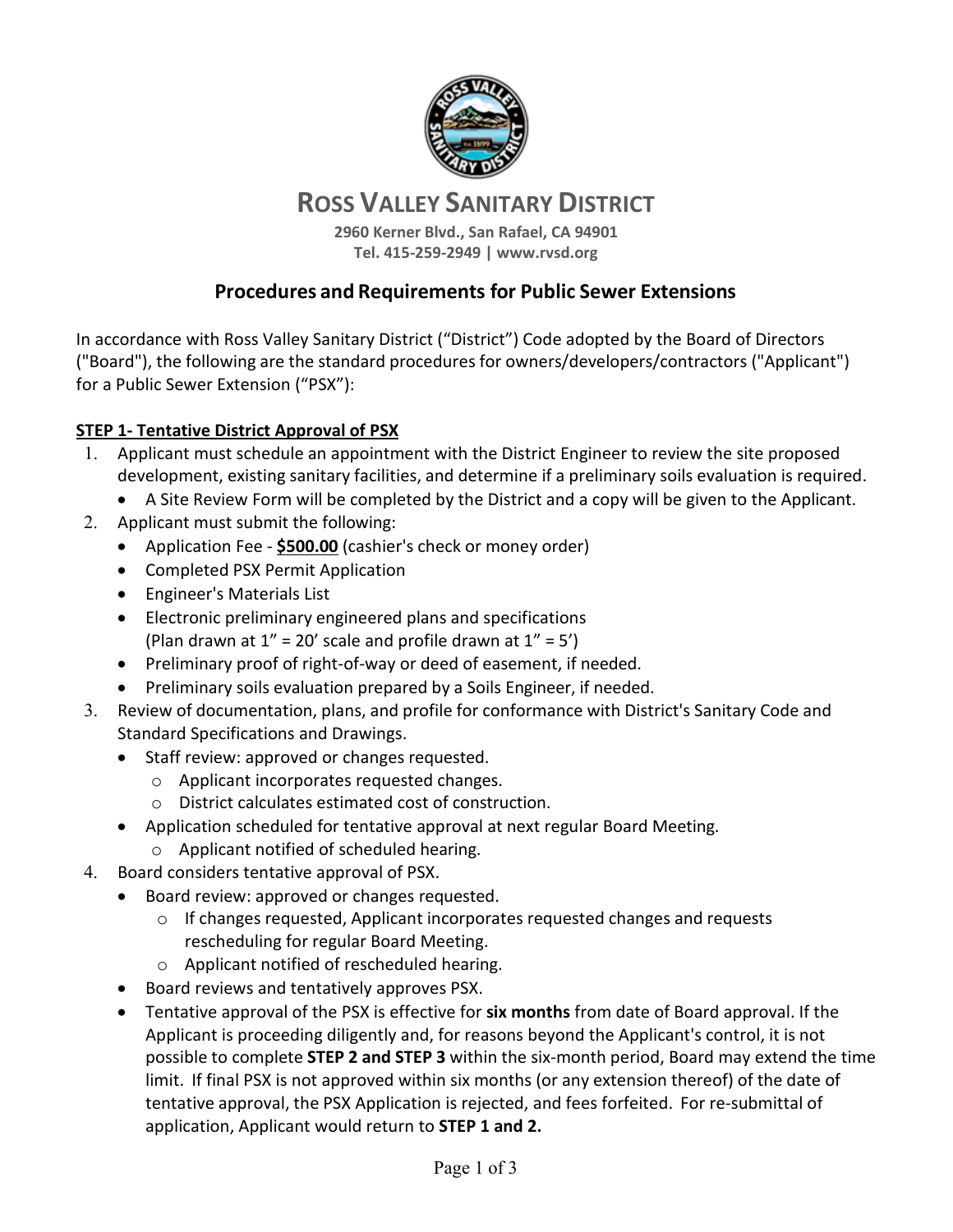# ROSS VALLEY SANITARY DISTRICT

**2960 Kerner Blvd., San Rafael, CA 94901**
**Tel. 415-259-2949 | www.rvsd.org**

## Procedures and Requirements for Public Sewer Extensions

In accordance with Ross Valley Sanitary District ("District") Code adopted by the Board of Directors ("Board"), the following are the standard procedures for owners/developers/contractors ("Applicant") for a Public Sewer Extension ("PSX"):

### STEP 1- Tentative District Approval of PSX

1. Applicant must schedule an appointment with the District Engineer to review the site proposed development, existing sanitary facilities, and determine if a preliminary soils evaluation is required.
   - A Site Review Form will be completed by the District and a copy will be given to the Applicant.
2. Applicant must submit the following:
   - Application Fee - **$500.00** (cashier's check or money order)
   - Completed PSX Permit Application
   - Engineer's Materials List
   - Electronic preliminary engineered plans and specifications (Plan drawn at 1" = 20' scale and profile drawn at 1" = 5')
   - Preliminary proof of right-of-way or deed of easement, if needed.
   - Preliminary soils evaluation prepared by a Soils Engineer, if needed.
3. Review of documentation, plans, and profile for conformance with District's Sanitary Code and Standard Specifications and Drawings.
   - Staff review: approved or changes requested.
     - Applicant incorporates requested changes.
     - District calculates estimated cost of construction.
   - Application scheduled for tentative approval at next regular Board Meeting.
     - Applicant notified of scheduled hearing.
4. Board considers tentative approval of PSX.
   - Board review: approved or changes requested.
     - If changes requested, Applicant incorporates requested changes and requests rescheduling for regular Board Meeting.
     - Applicant notified of rescheduled hearing.
   - Board reviews and tentatively approves PSX.
   - Tentative approval of the PSX is effective for **six months** from date of Board approval. If the Applicant is proceeding diligently and, for reasons beyond the Applicant's control, it is not possible to complete **STEP 2 and STEP 3** within the six-month period, Board may extend the time limit. If final PSX is not approved within six months (or any extension thereof) of the date of tentative approval, the PSX Application is rejected, and fees forfeited. For re-submittal of application, Applicant would return to **STEP 1 and 2.**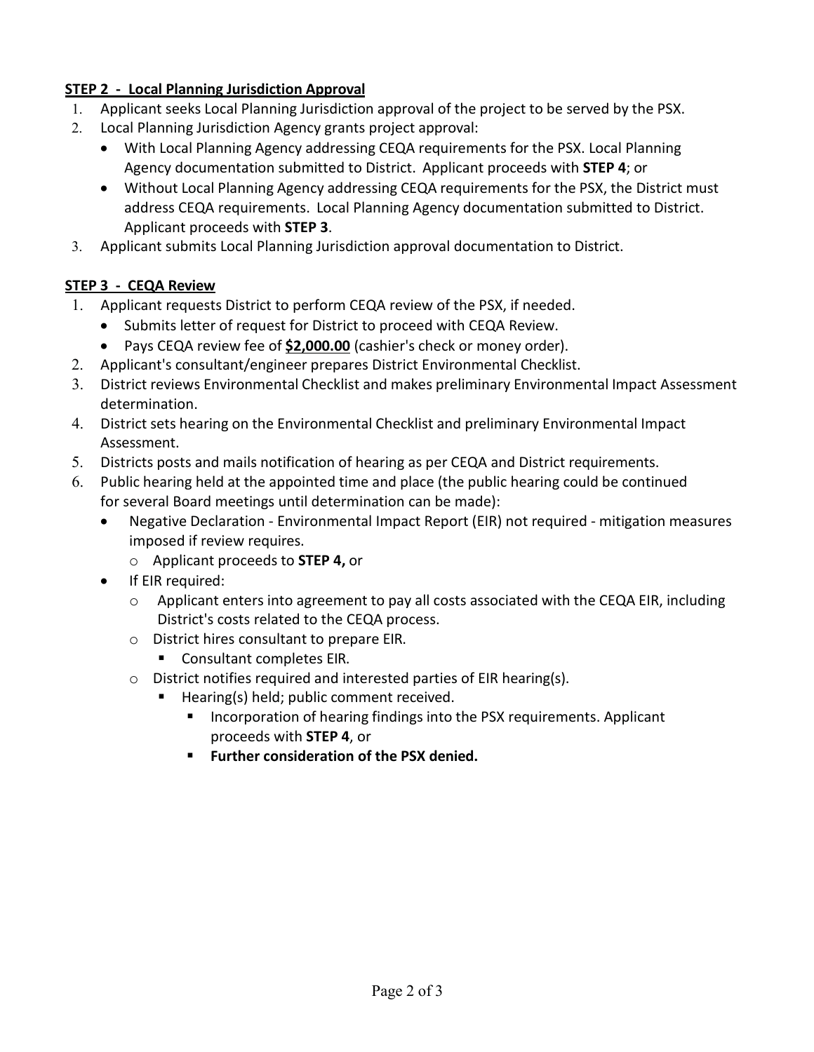**STEP 2 - Local Planning Jurisdiction Approval**

1. Applicant seeks Local Planning Jurisdiction approval of the project to be served by the PSX.
2. Local Planning Jurisdiction Agency grants project approval:
   - With Local Planning Agency addressing CEQA requirements for the PSX. Local Planning Agency documentation submitted to District. Applicant proceeds with **STEP 4**; or
   - Without Local Planning Agency addressing CEQA requirements for the PSX, the District must address CEQA requirements. Local Planning Agency documentation submitted to District. Applicant proceeds with **STEP 3**.
3. Applicant submits Local Planning Jurisdiction approval documentation to District.

**STEP 3 - CEQA Review**

1. Applicant requests District to perform CEQA review of the PSX, if needed.
   - Submits letter of request for District to proceed with CEQA Review.
   - Pays CEQA review fee of **$2,000.00** (cashier's check or money order).
2. Applicant's consultant/engineer prepares District Environmental Checklist.
3. District reviews Environmental Checklist and makes preliminary Environmental Impact Assessment determination.
4. District sets hearing on the Environmental Checklist and preliminary Environmental Impact Assessment.
5. Districts posts and mails notification of hearing as per CEQA and District requirements.
6. Public hearing held at the appointed time and place (the public hearing could be continued for several Board meetings until determination can be made):
   - Negative Declaration - Environmental Impact Report (EIR) not required - mitigation measures imposed if review requires.
     - Applicant proceeds to **STEP 4,** or
   - If EIR required:
     - Applicant enters into agreement to pay all costs associated with the CEQA EIR, including District's costs related to the CEQA process.
     - District hires consultant to prepare EIR.
       - Consultant completes EIR.
     - District notifies required and interested parties of EIR hearing(s).
       - Hearing(s) held; public comment received.
         - Incorporation of hearing findings into the PSX requirements. Applicant proceeds with **STEP 4**, or
         - **Further consideration of the PSX denied.**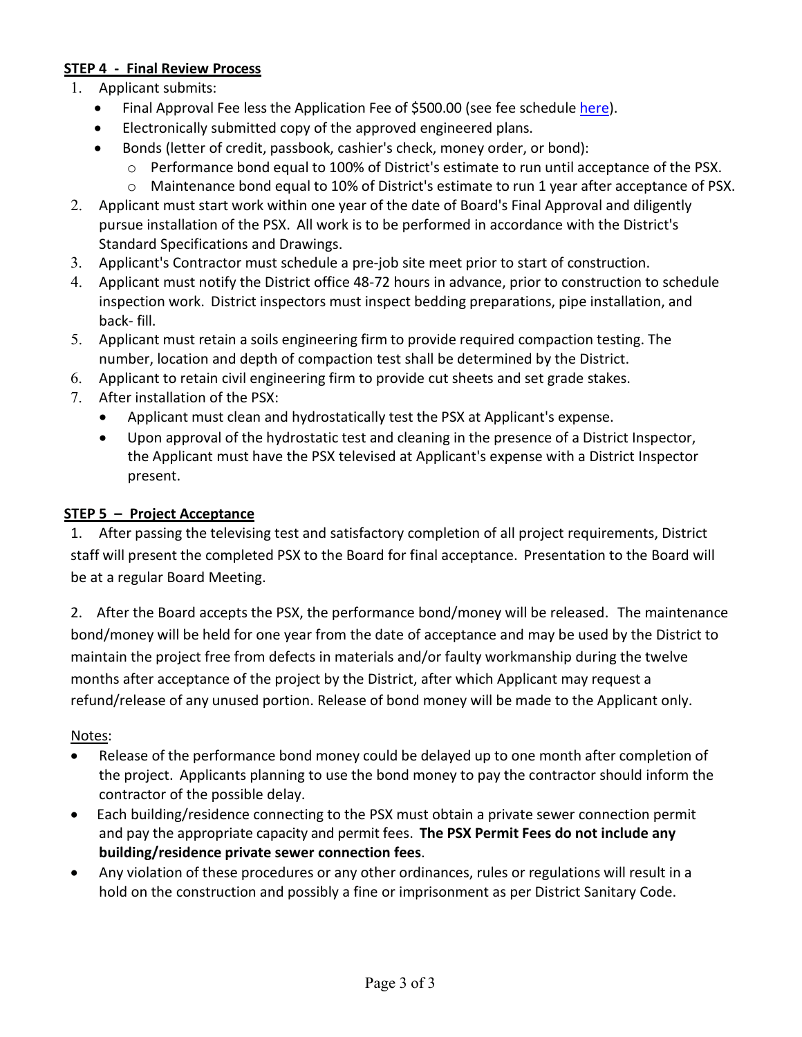**STEP 4 - Final Review Process**

1. Applicant submits:
   - Final Approval Fee less the Application Fee of $500.00 (see fee schedule here).
   - Electronically submitted copy of the approved engineered plans.
   - Bonds (letter of credit, passbook, cashier's check, money order, or bond):
     - Performance bond equal to 100% of District's estimate to run until acceptance of the PSX.
     - Maintenance bond equal to 10% of District's estimate to run 1 year after acceptance of PSX.
2. Applicant must start work within one year of the date of Board's Final Approval and diligently pursue installation of the PSX. All work is to be performed in accordance with the District's Standard Specifications and Drawings.
3. Applicant's Contractor must schedule a pre-job site meet prior to start of construction.
4. Applicant must notify the District office 48-72 hours in advance, prior to construction to schedule inspection work. District inspectors must inspect bedding preparations, pipe installation, and back- fill.
5. Applicant must retain a soils engineering firm to provide required compaction testing. The number, location and depth of compaction test shall be determined by the District.
6. Applicant to retain civil engineering firm to provide cut sheets and set grade stakes.
7. After installation of the PSX:
   - Applicant must clean and hydrostatically test the PSX at Applicant's expense.
   - Upon approval of the hydrostatic test and cleaning in the presence of a District Inspector, the Applicant must have the PSX televised at Applicant's expense with a District Inspector present.

**STEP 5 – Project Acceptance**

1. After passing the televising test and satisfactory completion of all project requirements, District staff will present the completed PSX to the Board for final acceptance. Presentation to the Board will be at a regular Board Meeting.

2. After the Board accepts the PSX, the performance bond/money will be released. The maintenance bond/money will be held for one year from the date of acceptance and may be used by the District to maintain the project free from defects in materials and/or faulty workmanship during the twelve months after acceptance of the project by the District, after which Applicant may request a refund/release of any unused portion. Release of bond money will be made to the Applicant only.

Notes:

- Release of the performance bond money could be delayed up to one month after completion of the project. Applicants planning to use the bond money to pay the contractor should inform the contractor of the possible delay.
- Each building/residence connecting to the PSX must obtain a private sewer connection permit and pay the appropriate capacity and permit fees. **The PSX Permit Fees do not include any building/residence private sewer connection fees**.
- Any violation of these procedures or any other ordinances, rules or regulations will result in a hold on the construction and possibly a fine or imprisonment as per District Sanitary Code.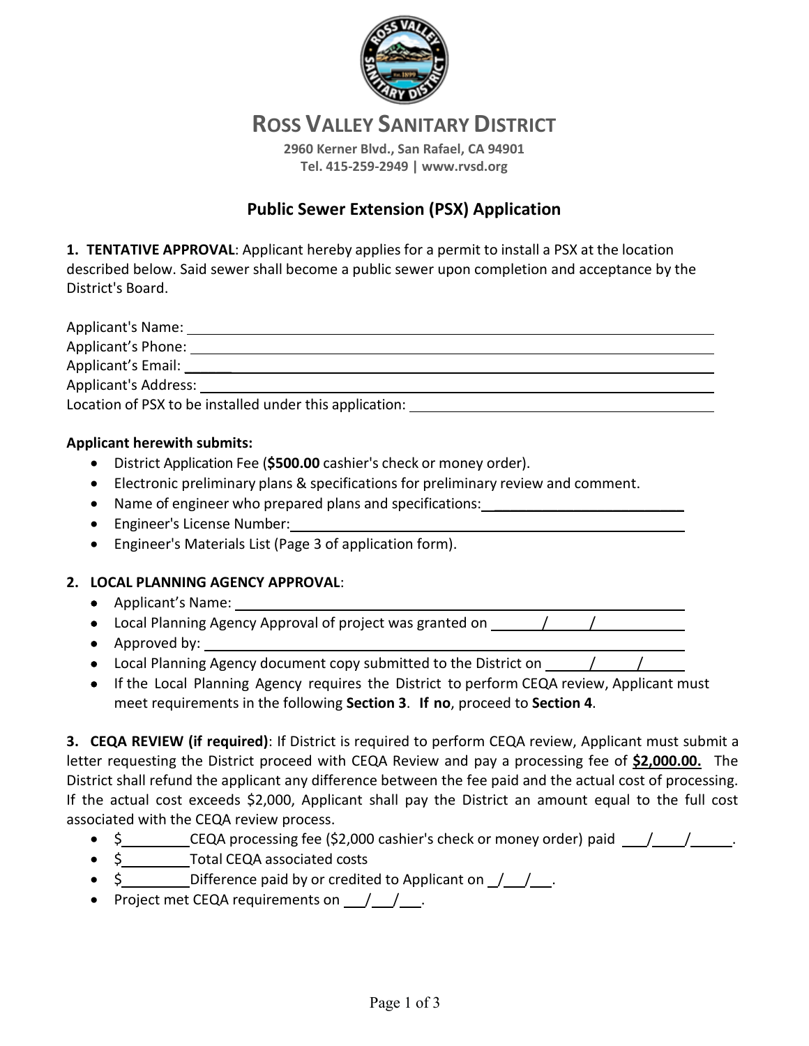# ROSS VALLEY SANITARY DISTRICT

**2960 Kerner Blvd., San Rafael, CA 94901**
**Tel. 415-259-2949 | www.rvsd.org**

## Public Sewer Extension (PSX) Application

**1. TENTATIVE APPROVAL**: Applicant hereby applies for a permit to install a PSX at the location described below. Said sewer shall become a public sewer upon completion and acceptance by the District's Board.

Applicant's Name: ______________________________

Applicant's Phone: ______________________________

Applicant's Email: ______________________________

Applicant's Address: ______________________________

Location of PSX to be installed under this application: ______________________________

**Applicant herewith submits:**

- District Application Fee (**$500.00** cashier's check or money order).
- Electronic preliminary plans & specifications for preliminary review and comment.
- Name of engineer who prepared plans and specifications: ______________________________
- Engineer's License Number: ______________________________
- Engineer's Materials List (Page 3 of application form).

**2. LOCAL PLANNING AGENCY APPROVAL**:

- Applicant's Name: ______________________________
- Local Planning Agency Approval of project was granted on ____/____/____
- Approved by: ______________________________
- Local Planning Agency document copy submitted to the District on ____/____/____
- If the Local Planning Agency requires the District to perform CEQA review, Applicant must meet requirements in the following **Section 3**. **If no**, proceed to **Section 4**.

**3. CEQA REVIEW (if required)**: If District is required to perform CEQA review, Applicant must submit a letter requesting the District proceed with CEQA Review and pay a processing fee of **$2,000.00.** The District shall refund the applicant any difference between the fee paid and the actual cost of processing. If the actual cost exceeds $2,000, Applicant shall pay the District an amount equal to the full cost associated with the CEQA review process.

- $________ CEQA processing fee ($2,000 cashier's check or money order) paid ____/____/____.
- $________ Total CEQA associated costs
- $________ Difference paid by or credited to Applicant on ____/____/____.
- Project met CEQA requirements on ____/____/____.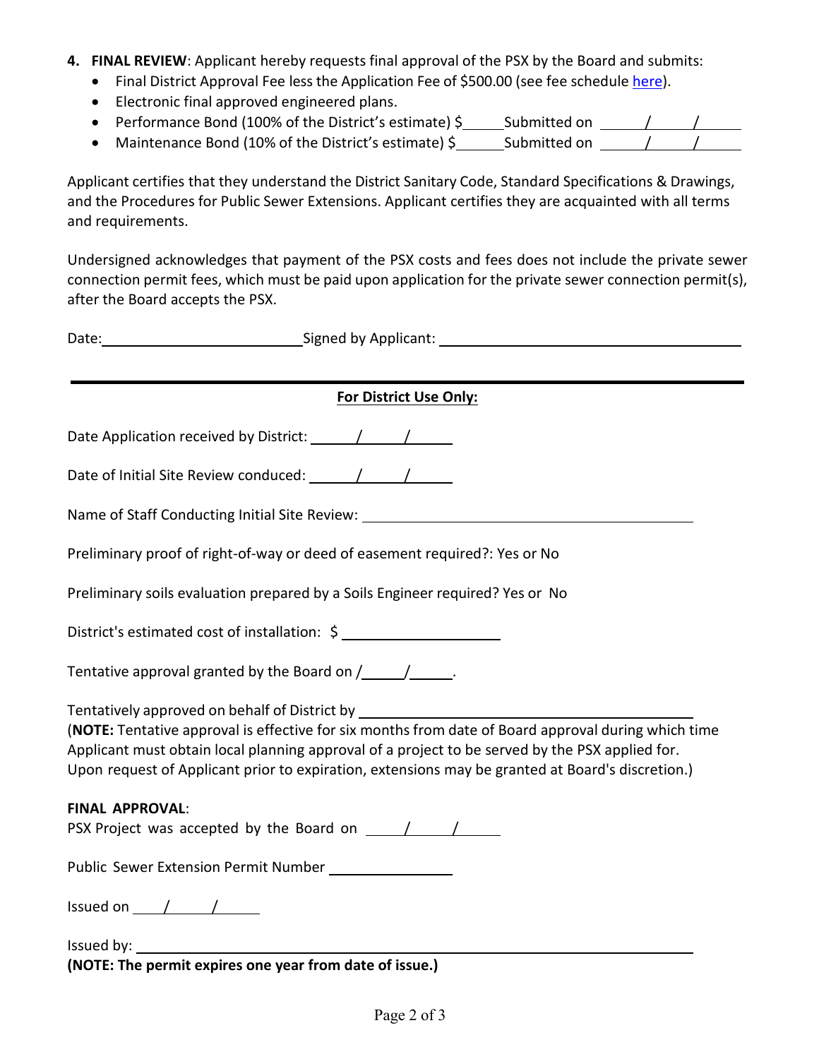4. **FINAL REVIEW**: Applicant hereby requests final approval of the PSX by the Board and submits:
   - Final District Approval Fee less the Application Fee of $500.00 (see fee schedule here).
   - Electronic final approved engineered plans.
   - Performance Bond (100% of the District's estimate) $\_\_\_\_\_ Submitted on \_\_\_\_\_/\_\_\_\_\_/\_\_\_\_\_
   - Maintenance Bond (10% of the District's estimate) $\_\_\_\_\_ Submitted on \_\_\_\_\_/\_\_\_\_\_/\_\_\_\_\_

Applicant certifies that they understand the District Sanitary Code, Standard Specifications & Drawings, and the Procedures for Public Sewer Extensions. Applicant certifies they are acquainted with all terms and requirements.

Undersigned acknowledges that payment of the PSX costs and fees does not include the private sewer connection permit fees, which must be paid upon application for the private sewer connection permit(s), after the Board accepts the PSX.

Date:\_\_\_\_\_\_\_\_\_\_\_\_\_\_\_\_\_\_\_\_ Signed by Applicant: \_\_\_\_\_\_\_\_\_\_\_\_\_\_\_\_\_\_\_\_\_\_\_\_\_\_\_\_\_\_

---

**For District Use Only:**

Date Application received by District: \_\_\_\_\_/\_\_\_\_\_/\_\_\_\_\_

Date of Initial Site Review conduced: \_\_\_\_\_/\_\_\_\_\_/\_\_\_\_\_

Name of Staff Conducting Initial Site Review: \_\_\_\_\_\_\_\_\_\_\_\_\_\_\_\_\_\_\_\_\_\_\_\_\_\_\_\_\_\_

Preliminary proof of right-of-way or deed of easement required?: Yes or No

Preliminary soils evaluation prepared by a Soils Engineer required? Yes or No

District's estimated cost of installation: $ \_\_\_\_\_\_\_\_\_\_\_\_\_\_\_\_\_\_\_\_

Tentative approval granted by the Board on /\_\_\_\_\_/\_\_\_\_\_.

Tentatively approved on behalf of District by \_\_\_\_\_\_\_\_\_\_\_\_\_\_\_\_\_\_\_\_\_\_\_\_\_\_\_\_\_\_
(**NOTE:** Tentative approval is effective for six months from date of Board approval during which time Applicant must obtain local planning approval of a project to be served by the PSX applied for. Upon request of Applicant prior to expiration, extensions may be granted at Board's discretion.)

**FINAL APPROVAL**:
PSX Project was accepted by the Board on \_\_\_\_\_/\_\_\_\_\_/\_\_\_\_\_

Public Sewer Extension Permit Number \_\_\_\_\_\_\_\_\_\_\_\_\_\_\_\_

Issued on \_\_\_\_\_/\_\_\_\_\_/\_\_\_\_\_

Issued by: \_\_\_\_\_\_\_\_\_\_\_\_\_\_\_\_\_\_\_\_\_\_\_\_\_\_\_\_\_\_
**(NOTE: The permit expires one year from date of issue.)**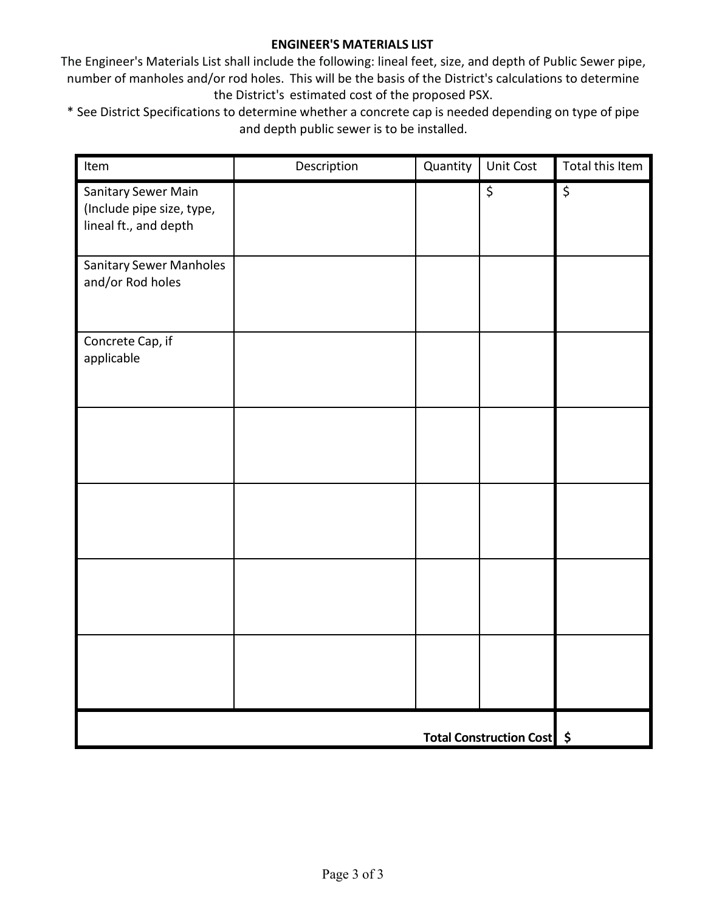## ENGINEER'S MATERIALS LIST

The Engineer's Materials List shall include the following: lineal feet, size, and depth of Public Sewer pipe, number of manholes and/or rod holes. This will be the basis of the District's calculations to determine the District's estimated cost of the proposed PSX.

* See District Specifications to determine whether a concrete cap is needed depending on type of pipe and depth public sewer is to be installed.

| Item | Description | Quantity | Unit Cost | Total this Item |
|---|---|---|---|---|
| Sanitary Sewer Main (Include pipe size, type, lineal ft., and depth | | | $ | $ |
| Sanitary Sewer Manholes and/or Rod holes | | | | |
| Concrete Cap, if applicable | | | | |
| | | | | |
| | | | | |
| | | | | |
| | | | | |
| | | | **Total Construction Cost** | **$** |